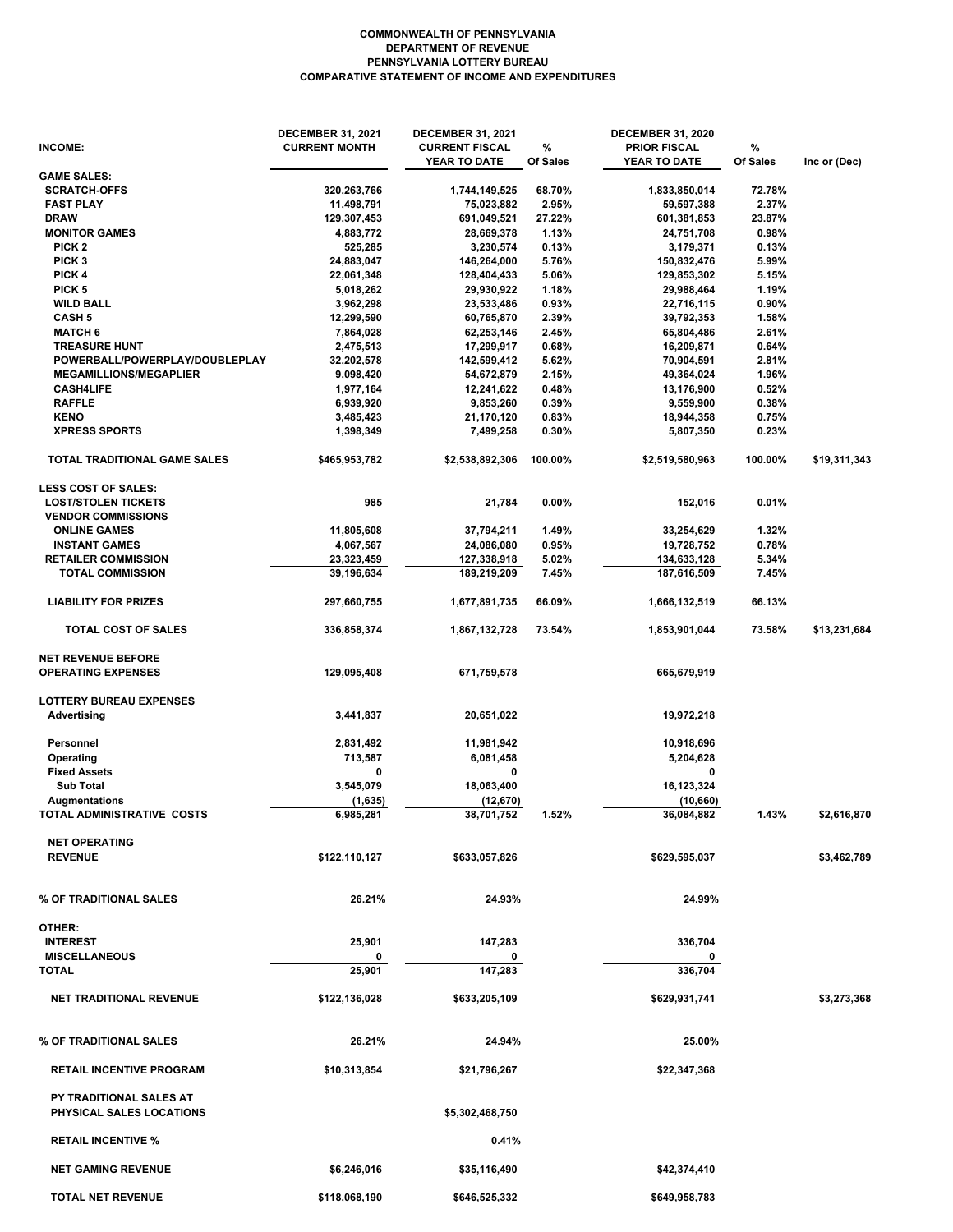# COMMONWEALTH OF PENNSYLVANIA
## DEPARTMENT OF REVENUE
## PENNSYLVANIA LOTTERY BUREAU
## COMPARATIVE STATEMENT OF INCOME AND EXPENDITURES

| INCOME: | DECEMBER 31, 2021 CURRENT MONTH | DECEMBER 31, 2021 CURRENT FISCAL YEAR TO DATE | % Of Sales | DECEMBER 31, 2020 PRIOR FISCAL YEAR TO DATE | % Of Sales | Inc or (Dec) |
|---|---|---|---|---|---|---|
| **GAME SALES:** | | | | | | |
| SCRATCH-OFFS | 320,263,766 | 1,744,149,525 | 68.70% | 1,833,850,014 | 72.78% | |
| FAST PLAY | 11,498,791 | 75,023,882 | 2.95% | 59,597,388 | 2.37% | |
| DRAW | 129,307,453 | 691,049,521 | 27.22% | 601,381,853 | 23.87% | |
| MONITOR GAMES | 4,883,772 | 28,669,378 | 1.13% | 24,751,708 | 0.98% | |
| PICK 2 | 525,285 | 3,230,574 | 0.13% | 3,179,371 | 0.13% | |
| PICK 3 | 24,883,047 | 146,264,000 | 5.76% | 150,832,476 | 5.99% | |
| PICK 4 | 22,061,348 | 128,404,433 | 5.06% | 129,853,302 | 5.15% | |
| PICK 5 | 5,018,262 | 29,930,922 | 1.18% | 29,988,464 | 1.19% | |
| WILD BALL | 3,962,298 | 23,533,486 | 0.93% | 22,716,115 | 0.90% | |
| CASH 5 | 12,299,590 | 60,765,870 | 2.39% | 39,792,353 | 1.58% | |
| MATCH 6 | 7,864,028 | 62,253,146 | 2.45% | 65,804,486 | 2.61% | |
| TREASURE HUNT | 2,475,513 | 17,299,917 | 0.68% | 16,209,871 | 0.64% | |
| POWERBALL/POWERPLAY/DOUBLEPLAY | 32,202,578 | 142,599,412 | 5.62% | 70,904,591 | 2.81% | |
| MEGAMILLIONS/MEGAPLIER | 9,098,420 | 54,672,879 | 2.15% | 49,364,024 | 1.96% | |
| CASH4LIFE | 1,977,164 | 12,241,622 | 0.48% | 13,176,900 | 0.52% | |
| RAFFLE | 6,939,920 | 9,853,260 | 0.39% | 9,559,900 | 0.38% | |
| KENO | 3,485,423 | 21,170,120 | 0.83% | 18,944,358 | 0.75% | |
| XPRESS SPORTS | 1,398,349 | 7,499,258 | 0.30% | 5,807,350 | 0.23% | |
| **TOTAL TRADITIONAL GAME SALES** | $465,953,782 | $2,538,892,306 | 100.00% | $2,519,580,963 | 100.00% | $19,311,343 |
| **LESS COST OF SALES:** | | | | | | |
| LOST/STOLEN TICKETS | 985 | 21,784 | 0.00% | 152,016 | 0.01% | |
| VENDOR COMMISSIONS | | | | | | |
| ONLINE GAMES | 11,805,608 | 37,794,211 | 1.49% | 33,254,629 | 1.32% | |
| INSTANT GAMES | 4,067,567 | 24,086,080 | 0.95% | 19,728,752 | 0.78% | |
| RETAILER COMMISSION | 23,323,459 | 127,338,918 | 5.02% | 134,633,128 | 5.34% | |
| TOTAL COMMISSION | 39,196,634 | 189,219,209 | 7.45% | 187,616,509 | 7.45% | |
| LIABILITY FOR PRIZES | 297,660,755 | 1,677,891,735 | 66.09% | 1,666,132,519 | 66.13% | |
| **TOTAL COST OF SALES** | 336,858,374 | 1,867,132,728 | 73.54% | 1,853,901,044 | 73.58% | $13,231,684 |
| **NET REVENUE BEFORE OPERATING EXPENSES** | 129,095,408 | 671,759,578 | | 665,679,919 | | |
| **LOTTERY BUREAU EXPENSES** | | | | | | |
| Advertising | 3,441,837 | 20,651,022 | | 19,972,218 | | |
| Personnel | 2,831,492 | 11,981,942 | | 10,918,696 | | |
| Operating | 713,587 | 6,081,458 | | 5,204,628 | | |
| Fixed Assets | 0 | 0 | | 0 | | |
| Sub Total | 3,545,079 | 18,063,400 | | 16,123,324 | | |
| Augmentations | (1,635) | (12,670) | | (10,660) | | |
| **TOTAL ADMINISTRATIVE COSTS** | 6,985,281 | 38,701,752 | 1.52% | 36,084,882 | 1.43% | $2,616,870 |
| **NET OPERATING REVENUE** | $122,110,127 | $633,057,826 | | $629,595,037 | | $3,462,789 |
| **% OF TRADITIONAL SALES** | 26.21% | 24.93% | | 24.99% | | |
| **OTHER:** | | | | | | |
| INTEREST | 25,901 | 147,283 | | 336,704 | | |
| MISCELLANEOUS | 0 | 0 | | 0 | | |
| **TOTAL** | 25,901 | 147,283 | | 336,704 | | |
| **NET TRADITIONAL REVENUE** | $122,136,028 | $633,205,109 | | $629,931,741 | | $3,273,368 |
| **% OF TRADITIONAL SALES** | 26.21% | 24.94% | | 25.00% | | |
| **RETAIL INCENTIVE PROGRAM** | $10,313,854 | $21,796,267 | | $22,347,368 | | |
| **PY TRADITIONAL SALES AT PHYSICAL SALES LOCATIONS** | | $5,302,468,750 | | | | |
| **RETAIL INCENTIVE %** | | 0.41% | | | | |
| **NET GAMING REVENUE** | $6,246,016 | $35,116,490 | | $42,374,410 | | |
| **TOTAL NET REVENUE** | $118,068,190 | $646,525,332 | | $649,958,783 | | |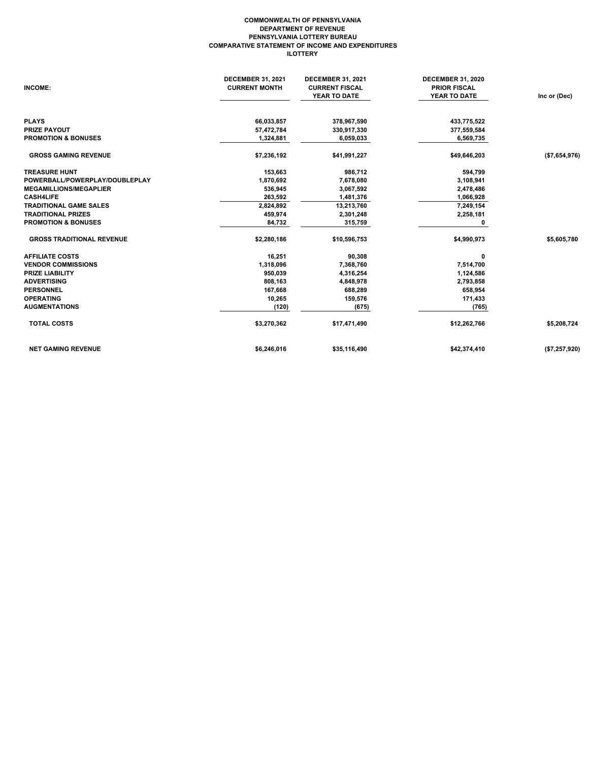**COMMONWEALTH OF PENNSYLVANIA**
**DEPARTMENT OF REVENUE**
**PENNSYLVANIA LOTTERY BUREAU**
**COMPARATIVE STATEMENT OF INCOME AND EXPENDITURES**
**ILOTTERY**

| INCOME: | DECEMBER 31, 2021 CURRENT MONTH | DECEMBER 31, 2021 CURRENT FISCAL YEAR TO DATE | DECEMBER 31, 2020 PRIOR FISCAL YEAR TO DATE | Inc or (Dec) |
|---|---|---|---|---|
| PLAYS | 66,033,857 | 378,967,590 | 433,775,522 | |
| PRIZE PAYOUT | 57,472,784 | 330,917,330 | 377,559,584 | |
| PROMOTION & BONUSES | 1,324,881 | 6,059,033 | 6,569,735 | |
| GROSS GAMING REVENUE | $7,236,192 | $41,991,227 | $49,646,203 | ($7,654,976) |
| TREASURE HUNT | 153,663 | 986,712 | 594,799 | |
| POWERBALL/POWERPLAY/DOUBLEPLAY | 1,870,692 | 7,678,080 | 3,108,941 | |
| MEGAMILLIONS/MEGAPLIER | 536,945 | 3,067,592 | 2,478,486 | |
| CASH4LIFE | 263,592 | 1,481,376 | 1,066,928 | |
| TRADITIONAL GAME SALES | 2,824,892 | 13,213,760 | 7,249,154 | |
| TRADITIONAL PRIZES | 459,974 | 2,301,248 | 2,258,181 | |
| PROMOTION & BONUSES | 84,732 | 315,759 | 0 | |
| GROSS TRADITIONAL REVENUE | $2,280,186 | $10,596,753 | $4,990,973 | $5,605,780 |
| AFFILIATE COSTS | 16,251 | 90,308 | 0 | |
| VENDOR COMMISSIONS | 1,318,096 | 7,368,760 | 7,514,700 | |
| PRIZE LIABILITY | 950,039 | 4,316,254 | 1,124,586 | |
| ADVERTISING | 808,163 | 4,848,978 | 2,793,858 | |
| PERSONNEL | 167,668 | 688,289 | 658,954 | |
| OPERATING | 10,265 | 159,576 | 171,433 | |
| AUGMENTATIONS | (120) | (675) | (765) | |
| TOTAL COSTS | $3,270,362 | $17,471,490 | $12,262,766 | $5,208,724 |
| NET GAMING REVENUE | $6,246,016 | $35,116,490 | $42,374,410 | ($7,257,920) |